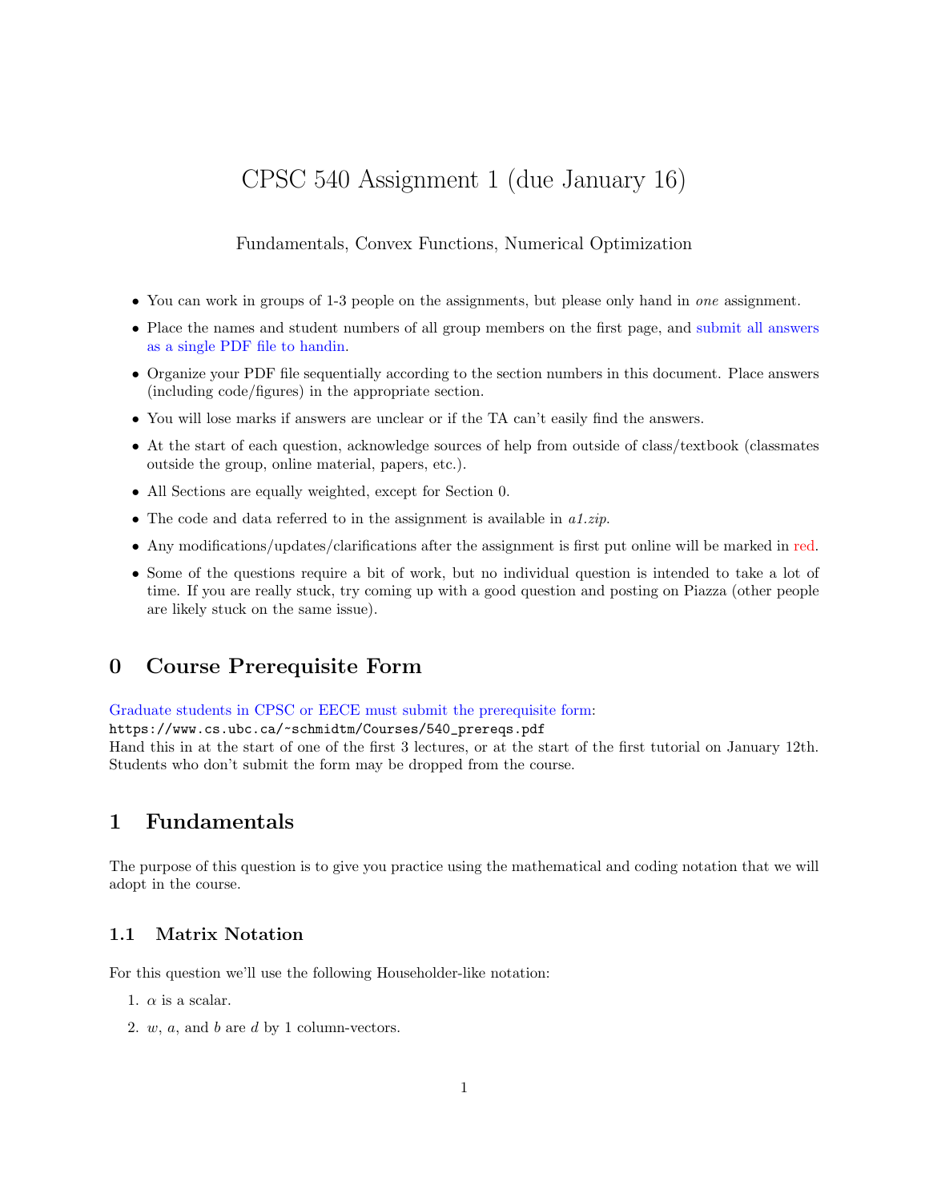# CPSC 540 Assignment 1 (due January 16)

Fundamentals, Convex Functions, Numerical Optimization

- You can work in groups of 1-3 people on the assignments, but please only hand in *one* assignment.
- Place the names and student numbers of all group members on the first page, and submit all answers as a single PDF file to handin.
- Organize your PDF file sequentially according to the section numbers in this document. Place answers (including code/figures) in the appropriate section.
- You will lose marks if answers are unclear or if the TA can't easily find the answers.
- At the start of each question, acknowledge sources of help from outside of class/textbook (classmates outside the group, online material, papers, etc.).
- All Sections are equally weighted, except for Section 0.
- The code and data referred to in the assignment is available in *a1.zip*.
- Any modifications/updates/clarifications after the assignment is first put online will be marked in red.
- Some of the questions require a bit of work, but no individual question is intended to take a lot of time. If you are really stuck, try coming up with a good question and posting on Piazza (other people are likely stuck on the same issue).

## 0 Course Prerequisite Form

Graduate students in CPSC or EECE must submit the prerequisite form:
`https://www.cs.ubc.ca/~schmidtm/Courses/540_prereqs.pdf`
Hand this in at the start of one of the first 3 lectures, or at the start of the first tutorial on January 12th. Students who don't submit the form may be dropped from the course.

## 1 Fundamentals

The purpose of this question is to give you practice using the mathematical and coding notation that we will adopt in the course.

### 1.1 Matrix Notation

For this question we'll use the following Householder-like notation:

1. $\alpha$ is a scalar.
2. $w$, $a$, and $b$ are $d$ by 1 column-vectors.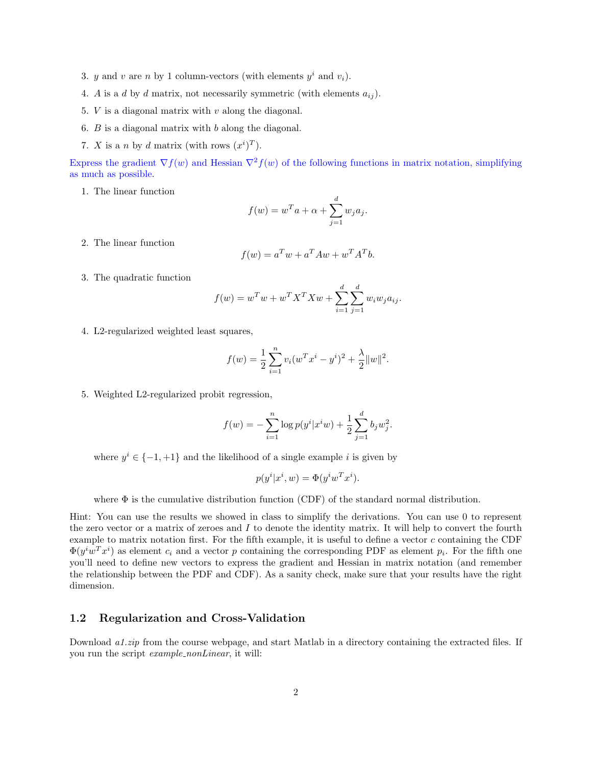3. $y$ and $v$ are $n$ by 1 column-vectors (with elements $y^i$ and $v_i$).
4. $A$ is a $d$ by $d$ matrix, not necessarily symmetric (with elements $a_{ij}$).
5. $V$ is a diagonal matrix with $v$ along the diagonal.
6. $B$ is a diagonal matrix with $b$ along the diagonal.
7. $X$ is a $n$ by $d$ matrix (with rows $(x^i)^T$).

Express the gradient $\nabla f(w)$ and Hessian $\nabla^2 f(w)$ of the following functions in matrix notation, simplifying as much as possible.

1. The linear function

$$f(w) = w^T a + \alpha + \sum_{j=1}^{d} w_j a_j.$$

2. The linear function

$$f(w) = a^T w + a^T A w + w^T A^T b.$$

3. The quadratic function

$$f(w) = w^T w + w^T X^T X w + \sum_{i=1}^{d} \sum_{j=1}^{d} w_i w_j a_{ij}.$$

4. L2-regularized weighted least squares,

$$f(w) = \frac{1}{2} \sum_{i=1}^{n} v_i (w^T x^i - y^i)^2 + \frac{\lambda}{2} \|w\|^2.$$

5. Weighted L2-regularized probit regression,

$$f(w) = - \sum_{i=1}^{n} \log p(y^i | x^i w) + \frac{1}{2} \sum_{j=1}^{d} b_j w_j^2.$$

   where $y^i \in \{-1, +1\}$ and the likelihood of a single example $i$ is given by

$$p(y^i | x^i, w) = \Phi(y^i w^T x^i).$$

   where $\Phi$ is the cumulative distribution function (CDF) of the standard normal distribution.

Hint: You can use the results we showed in class to simplify the derivations. You can use 0 to represent the zero vector or a matrix of zeroes and $I$ to denote the identity matrix. It will help to convert the fourth example to matrix notation first. For the fifth example, it is useful to define a vector $c$ containing the CDF $\Phi(y^i w^T x^i)$ as element $c_i$ and a vector $p$ containing the corresponding PDF as element $p_i$. For the fifth one you'll need to define new vectors to express the gradient and Hessian in matrix notation (and remember the relationship between the PDF and CDF). As a sanity check, make sure that your results have the right dimension.

## 1.2 Regularization and Cross-Validation

Download *a1.zip* from the course webpage, and start Matlab in a directory containing the extracted files. If you run the script *example_nonLinear*, it will: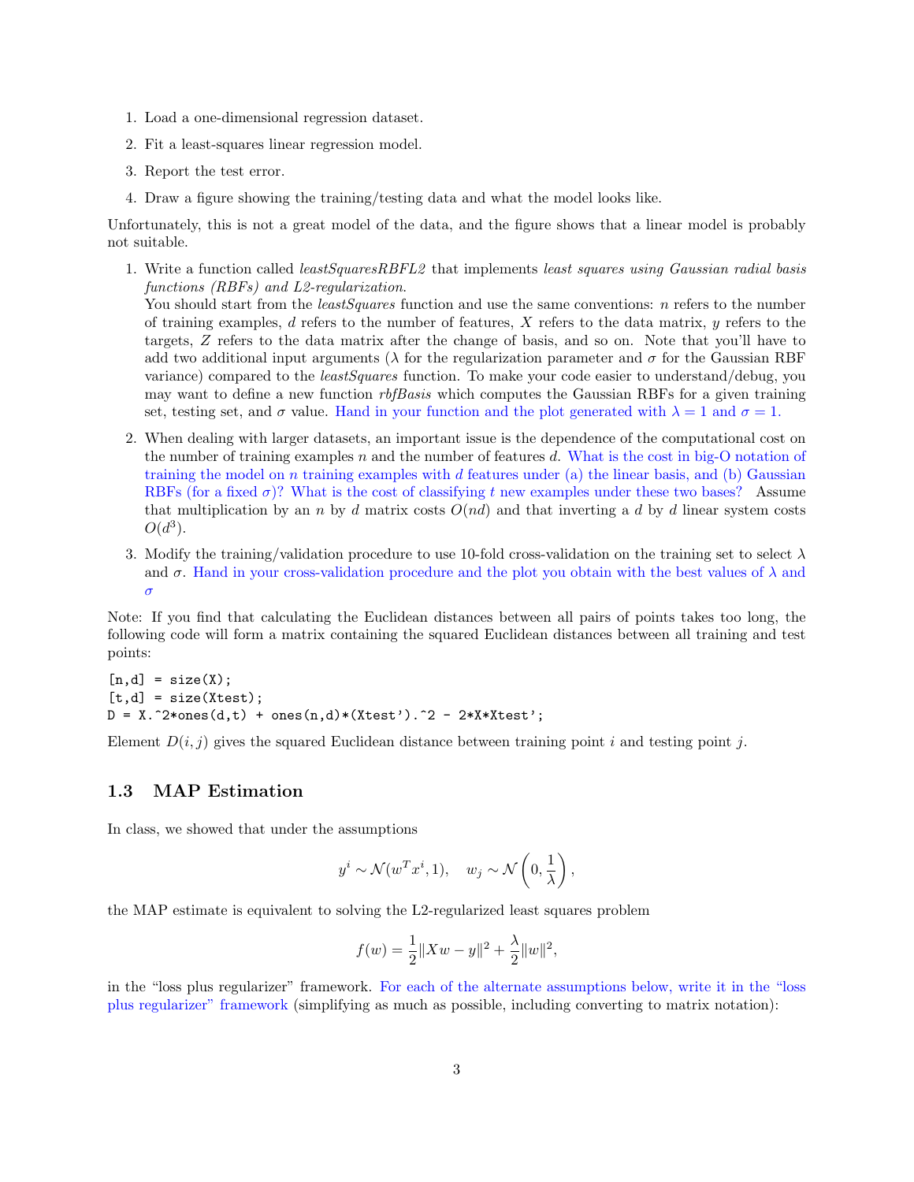1. Load a one-dimensional regression dataset.
2. Fit a least-squares linear regression model.
3. Report the test error.
4. Draw a figure showing the training/testing data and what the model looks like.

Unfortunately, this is not a great model of the data, and the figure shows that a linear model is probably not suitable.

1. Write a function called *leastSquaresRBFL2* that implements *least squares using Gaussian radial basis functions (RBFs) and L2-regularization.*
   You should start from the *leastSquares* function and use the same conventions: $n$ refers to the number of training examples, $d$ refers to the number of features, $X$ refers to the data matrix, $y$ refers to the targets, $Z$ refers to the data matrix after the change of basis, and so on. Note that you'll have to add two additional input arguments ($\lambda$ for the regularization parameter and $\sigma$ for the Gaussian RBF variance) compared to the *leastSquares* function. To make your code easier to understand/debug, you may want to define a new function *rbfBasis* which computes the Gaussian RBFs for a given training set, testing set, and $\sigma$ value. Hand in your function and the plot generated with $\lambda = 1$ and $\sigma = 1$.
2. When dealing with larger datasets, an important issue is the dependence of the computational cost on the number of training examples $n$ and the number of features $d$. What is the cost in big-O notation of training the model on $n$ training examples with $d$ features under (a) the linear basis, and (b) Gaussian RBFs (for a fixed $\sigma$)? What is the cost of classifying $t$ new examples under these two bases? Assume that multiplication by an $n$ by $d$ matrix costs $O(nd)$ and that inverting a $d$ by $d$ linear system costs $O(d^3)$.
3. Modify the training/validation procedure to use 10-fold cross-validation on the training set to select $\lambda$ and $\sigma$. Hand in your cross-validation procedure and the plot you obtain with the best values of $\lambda$ and $\sigma$

Note: If you find that calculating the Euclidean distances between all pairs of points takes too long, the following code will form a matrix containing the squared Euclidean distances between all training and test points:

```
[n,d] = size(X);
[t,d] = size(Xtest);
D = X.^2*ones(d,t) + ones(n,d)*(Xtest').^2 - 2*X*Xtest';
```

Element $D(i, j)$ gives the squared Euclidean distance between training point $i$ and testing point $j$.

### 1.3 MAP Estimation

In class, we showed that under the assumptions

$$y^i \sim \mathcal{N}(w^T x^i, 1), \quad w_j \sim \mathcal{N}\left(0, \frac{1}{\lambda}\right),$$

the MAP estimate is equivalent to solving the L2-regularized least squares problem

$$f(w) = \frac{1}{2}\|Xw - y\|^2 + \frac{\lambda}{2}\|w\|^2,$$

in the "loss plus regularizer" framework. For each of the alternate assumptions below, write it in the "loss plus regularizer" framework (simplifying as much as possible, including converting to matrix notation):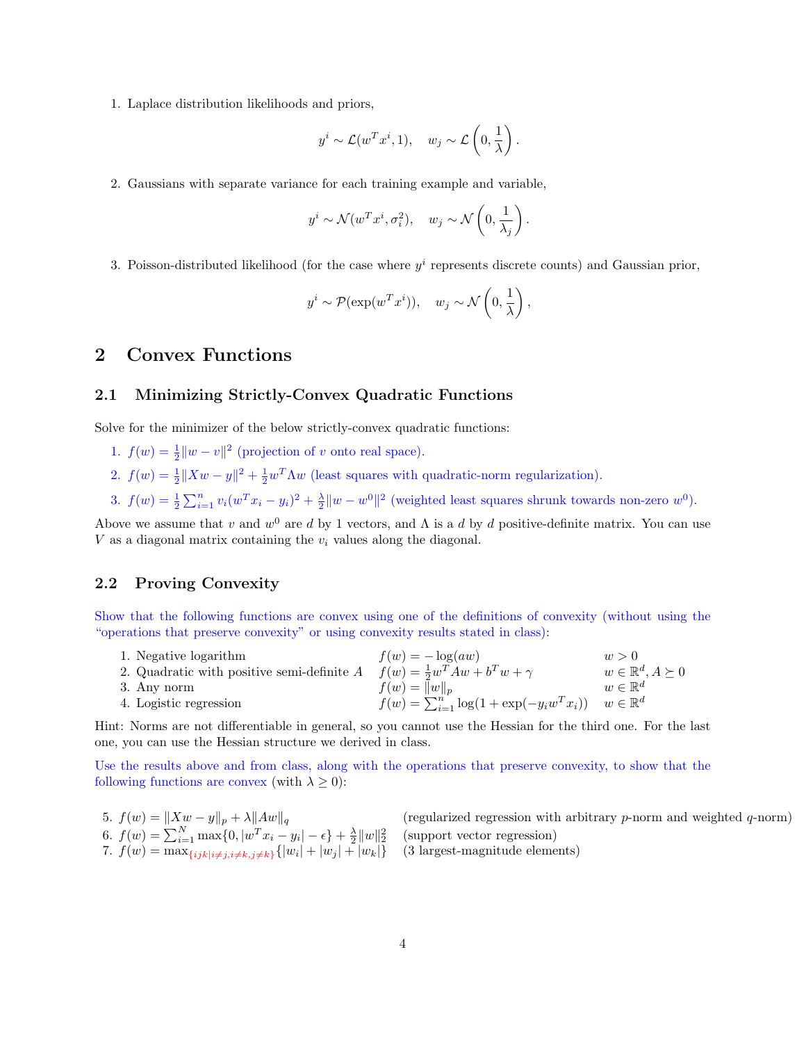1. Laplace distribution likelihoods and priors,

$$y^i \sim \mathcal{L}(w^T x^i, 1), \quad w_j \sim \mathcal{L}\left(0, \frac{1}{\lambda}\right).$$

2. Gaussians with separate variance for each training example and variable,

$$y^i \sim \mathcal{N}(w^T x^i, \sigma_i^2), \quad w_j \sim \mathcal{N}\left(0, \frac{1}{\lambda_j}\right).$$

3. Poisson-distributed likelihood (for the case where $y^i$ represents discrete counts) and Gaussian prior,

$$y^i \sim \mathcal{P}(\exp(w^T x^i)), \quad w_j \sim \mathcal{N}\left(0, \frac{1}{\lambda}\right),$$

# 2 Convex Functions

## 2.1 Minimizing Strictly-Convex Quadratic Functions

Solve for the minimizer of the below strictly-convex quadratic functions:

1. $f(w) = \frac{1}{2}\|w - v\|^2$ (projection of $v$ onto real space).
2. $f(w) = \frac{1}{2}\|Xw - y\|^2 + \frac{1}{2}w^T \Lambda w$ (least squares with quadratic-norm regularization).
3. $f(w) = \frac{1}{2}\sum_{i=1}^n v_i(w^T x_i - y_i)^2 + \frac{\lambda}{2}\|w - w^0\|^2$ (weighted least squares shrunk towards non-zero $w^0$).

Above we assume that $v$ and $w^0$ are $d$ by 1 vectors, and $\Lambda$ is a $d$ by $d$ positive-definite matrix. You can use $V$ as a diagonal matrix containing the $v_i$ values along the diagonal.

## 2.2 Proving Convexity

Show that the following functions are convex using one of the definitions of convexity (without using the "operations that preserve convexity" or using convexity results stated in class):

1. Negative logarithm $\quad f(w) = -\log(aw) \quad w > 0$
2. Quadratic with positive semi-definite $A$ $\quad f(w) = \frac{1}{2}w^T A w + b^T w + \gamma \quad w \in \mathbb{R}^d, A \succeq 0$
3. Any norm $\quad f(w) = \|w\|_p \quad w \in \mathbb{R}^d$
4. Logistic regression $\quad f(w) = \sum_{i=1}^n \log(1 + \exp(-y_i w^T x_i)) \quad w \in \mathbb{R}^d$

Hint: Norms are not differentiable in general, so you cannot use the Hessian for the third one. For the last one, you can use the Hessian structure we derived in class.

Use the results above and from class, along with the operations that preserve convexity, to show that the following functions are convex (with $\lambda \geq 0$):

5. $f(w) = \|Xw - y\|_p + \lambda\|Aw\|_q$ (regularized regression with arbitrary $p$-norm and weighted $q$-norm)
6. $f(w) = \sum_{i=1}^N \max\{0, |w^T x_i - y_i| - \epsilon\} + \frac{\lambda}{2}\|w\|_2^2$ (support vector regression)
7. $f(w) = \max_{\{ijk | i \neq j, i \neq k, j \neq k\}}\{|w_i| + |w_j| + |w_k|\}$ (3 largest-magnitude elements)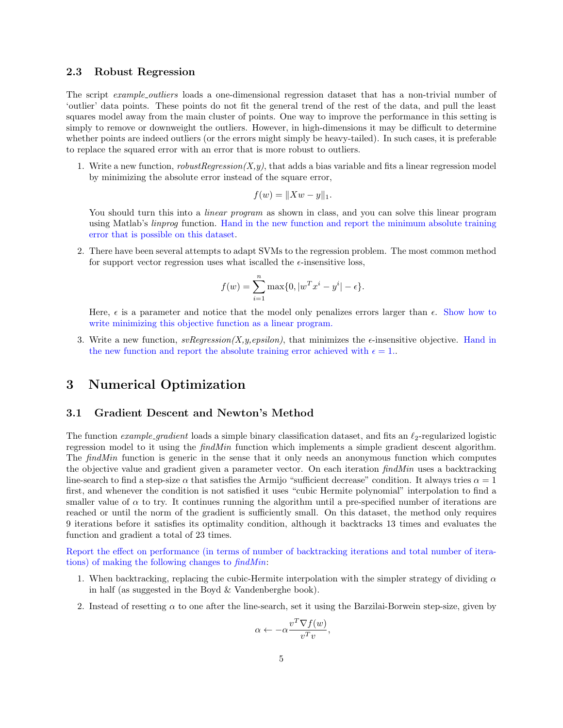### 2.3 Robust Regression

The script *example_outliers* loads a one-dimensional regression dataset that has a non-trivial number of 'outlier' data points. These points do not fit the general trend of the rest of the data, and pull the least squares model away from the main cluster of points. One way to improve the performance in this setting is simply to remove or downweight the outliers. However, in high-dimensions it may be difficult to determine whether points are indeed outliers (or the errors might simply be heavy-tailed). In such cases, it is preferable to replace the squared error with an error that is more robust to outliers.

1. Write a new function, *robustRegression(X,y)*, that adds a bias variable and fits a linear regression model by minimizing the absolute error instead of the square error,

$$f(w) = \|Xw - y\|_1.$$

   You should turn this into a *linear program* as shown in class, and you can solve this linear program using Matlab's *linprog* function. Hand in the new function and report the minimum absolute training error that is possible on this dataset.

2. There have been several attempts to adapt SVMs to the regression problem. The most common method for support vector regression uses what iscalled the $\epsilon$-insensitive loss,

$$f(w) = \sum_{i=1}^{n} \max\{0, |w^T x^i - y^i| - \epsilon\}.$$

   Here, $\epsilon$ is a parameter and notice that the model only penalizes errors larger than $\epsilon$. Show how to write minimizing this objective function as a linear program.

3. Write a new function, *svRegression(X,y,epsilon)*, that minimizes the $\epsilon$-insensitive objective. Hand in the new function and report the absolute training error achieved with $\epsilon = 1$..

# 3 Numerical Optimization

### 3.1 Gradient Descent and Newton's Method

The function *example_gradient* loads a simple binary classification dataset, and fits an $\ell_2$-regularized logistic regression model to it using the *findMin* function which implements a simple gradient descent algorithm. The *findMin* function is generic in the sense that it only needs an anonymous function which computes the objective value and gradient given a parameter vector. On each iteration *findMin* uses a backtracking line-search to find a step-size $\alpha$ that satisfies the Armijo "sufficient decrease" condition. It always tries $\alpha = 1$ first, and whenever the condition is not satisfied it uses "cubic Hermite polynomial" interpolation to find a smaller value of $\alpha$ to try. It continues running the algorithm until a pre-specified number of iterations are reached or until the norm of the gradient is sufficiently small. On this dataset, the method only requires 9 iterations before it satisfies its optimality condition, although it backtracks 13 times and evaluates the function and gradient a total of 23 times.

Report the effect on performance (in terms of number of backtracking iterations and total number of iterations) of making the following changes to *findMin*:

1. When backtracking, replacing the cubic-Hermite interpolation with the simpler strategy of dividing $\alpha$ in half (as suggested in the Boyd & Vandenberghe book).

2. Instead of resetting $\alpha$ to one after the line-search, set it using the Barzilai-Borwein step-size, given by

$$\alpha \leftarrow -\alpha \frac{v^T \nabla f(w)}{v^T v},$$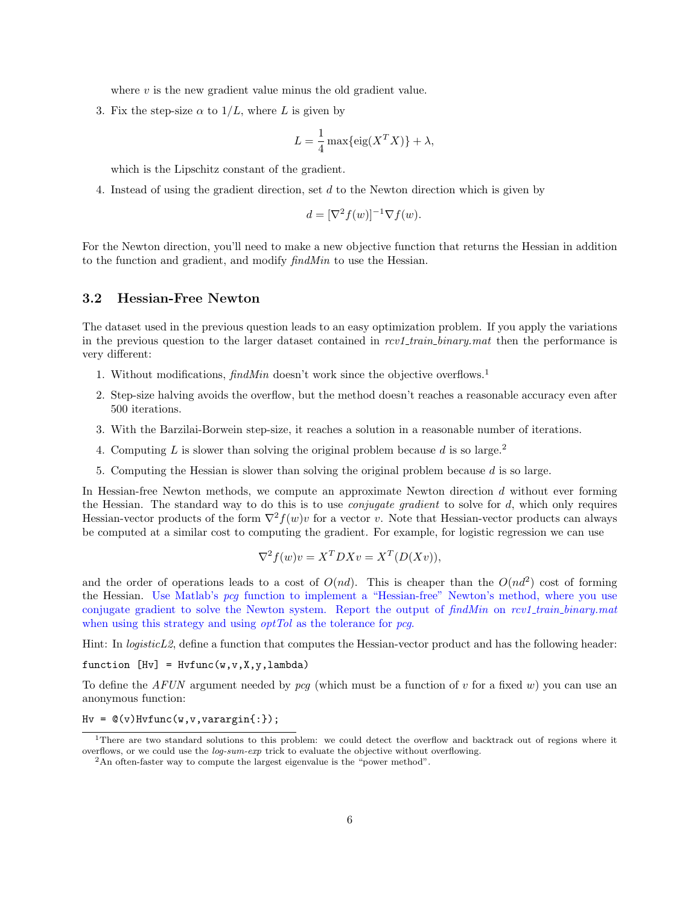where $v$ is the new gradient value minus the old gradient value.

3. Fix the step-size $\alpha$ to $1/L$, where $L$ is given by

$$L = \frac{1}{4}\max\{\text{eig}(X^T X)\} + \lambda,$$

which is the Lipschitz constant of the gradient.

4. Instead of using the gradient direction, set $d$ to the Newton direction which is given by

$$d = [\nabla^2 f(w)]^{-1}\nabla f(w).$$

For the Newton direction, you'll need to make a new objective function that returns the Hessian in addition to the function and gradient, and modify *findMin* to use the Hessian.

### 3.2 Hessian-Free Newton

The dataset used in the previous question leads to an easy optimization problem. If you apply the variations in the previous question to the larger dataset contained in *rcv1_train_binary.mat* then the performance is very different:

1. Without modifications, *findMin* doesn't work since the objective overflows.[1]
2. Step-size halving avoids the overflow, but the method doesn't reaches a reasonable accuracy even after 500 iterations.
3. With the Barzilai-Borwein step-size, it reaches a solution in a reasonable number of iterations.
4. Computing $L$ is slower than solving the original problem because $d$ is so large.[2]
5. Computing the Hessian is slower than solving the original problem because $d$ is so large.

In Hessian-free Newton methods, we compute an approximate Newton direction $d$ without ever forming the Hessian. The standard way to do this is to use *conjugate gradient* to solve for $d$, which only requires Hessian-vector products of the form $\nabla^2 f(w)v$ for a vector $v$. Note that Hessian-vector products can always be computed at a similar cost to computing the gradient. For example, for logistic regression we can use

$$\nabla^2 f(w)v = X^T D X v = X^T(D(Xv)),$$

and the order of operations leads to a cost of $O(nd)$. This is cheaper than the $O(nd^2)$ cost of forming the Hessian. Use Matlab's *pcg* function to implement a "Hessian-free" Newton's method, where you use conjugate gradient to solve the Newton system. Report the output of *findMin* on *rcv1_train_binary.mat* when using this strategy and using *optTol* as the tolerance for *pcg*.

Hint: In *logisticL2*, define a function that computes the Hessian-vector product and has the following header:

```
function [Hv] = Hvfunc(w,v,X,y,lambda)
```

To define the *AFUN* argument needed by *pcg* (which must be a function of $v$ for a fixed $w$) you can use an anonymous function:

```
Hv = @(v)Hvfunc(w,v,varargin{:});
```

[1] There are two standard solutions to this problem: we could detect the overflow and backtrack out of regions where it overflows, or we could use the *log-sum-exp* trick to evaluate the objective without overflowing.

[2] An often-faster way to compute the largest eigenvalue is the "power method".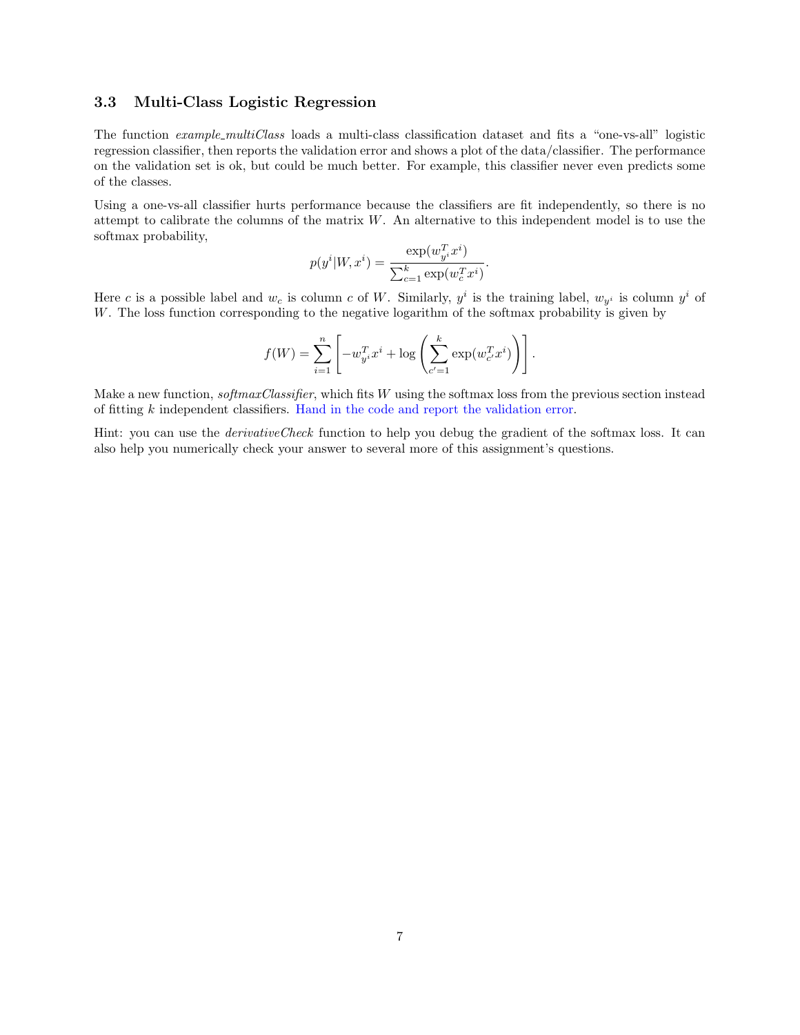### 3.3 Multi-Class Logistic Regression

The function *example_multiClass* loads a multi-class classification dataset and fits a "one-vs-all" logistic regression classifier, then reports the validation error and shows a plot of the data/classifier. The performance on the validation set is ok, but could be much better. For example, this classifier never even predicts some of the classes.

Using a one-vs-all classifier hurts performance because the classifiers are fit independently, so there is no attempt to calibrate the columns of the matrix $W$. An alternative to this independent model is to use the softmax probability,

$$p(y^i|W, x^i) = \frac{\exp(w_{y^i}^T x^i)}{\sum_{c=1}^k \exp(w_c^T x^i)}.$$

Here $c$ is a possible label and $w_c$ is column $c$ of $W$. Similarly, $y^i$ is the training label, $w_{y^i}$ is column $y^i$ of $W$. The loss function corresponding to the negative logarithm of the softmax probability is given by

$$f(W) = \sum_{i=1}^n \left[ -w_{y^i}^T x^i + \log\left( \sum_{c'=1}^k \exp(w_{c'}^T x^i) \right) \right].$$

Make a new function, *softmaxClassifier*, which fits $W$ using the softmax loss from the previous section instead of fitting $k$ independent classifiers. Hand in the code and report the validation error.

Hint: you can use the *derivativeCheck* function to help you debug the gradient of the softmax loss. It can also help you numerically check your answer to several more of this assignment's questions.